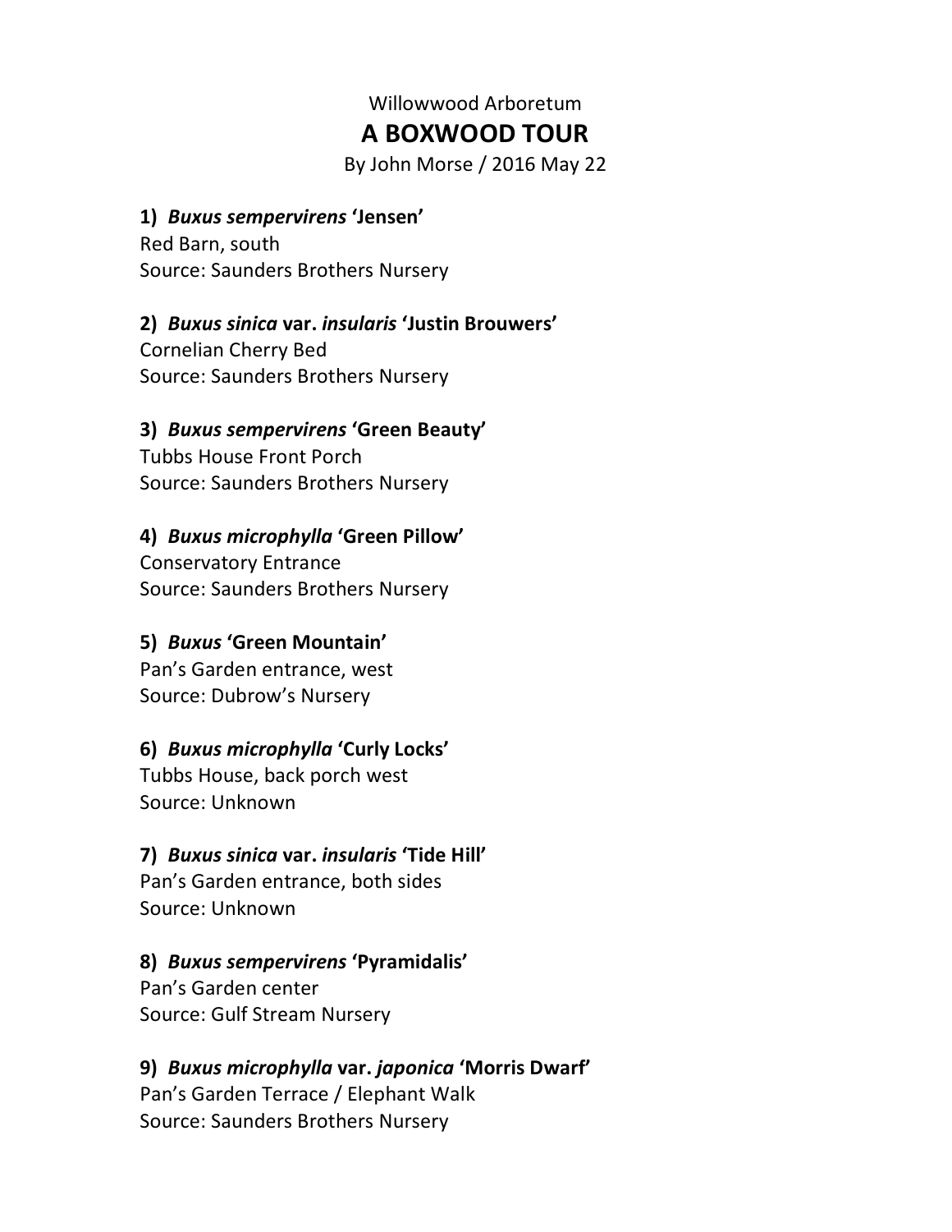Willowwood Arboretum

# A BOXWOOD TOUR

By John Morse / 2016 May 22

**1)** ***Buxus sempervirens*** **'Jensen'**
Red Barn, south
Source: Saunders Brothers Nursery

**2)** ***Buxus sinica*** **var.** ***insularis*** **'Justin Brouwers'**
Cornelian Cherry Bed
Source: Saunders Brothers Nursery

**3)** ***Buxus sempervirens*** **'Green Beauty'**
Tubbs House Front Porch
Source: Saunders Brothers Nursery

**4)** ***Buxus microphylla*** **'Green Pillow'**
Conservatory Entrance
Source: Saunders Brothers Nursery

**5)** ***Buxus*** **'Green Mountain'**
Pan's Garden entrance, west
Source: Dubrow's Nursery

**6)** ***Buxus microphylla*** **'Curly Locks'**
Tubbs House, back porch west
Source: Unknown

**7)** ***Buxus sinica*** **var.** ***insularis*** **'Tide Hill'**
Pan's Garden entrance, both sides
Source: Unknown

**8)** ***Buxus sempervirens*** **'Pyramidalis'**
Pan's Garden center
Source: Gulf Stream Nursery

**9)** ***Buxus microphylla*** **var.** ***japonica*** **'Morris Dwarf'**
Pan's Garden Terrace / Elephant Walk
Source: Saunders Brothers Nursery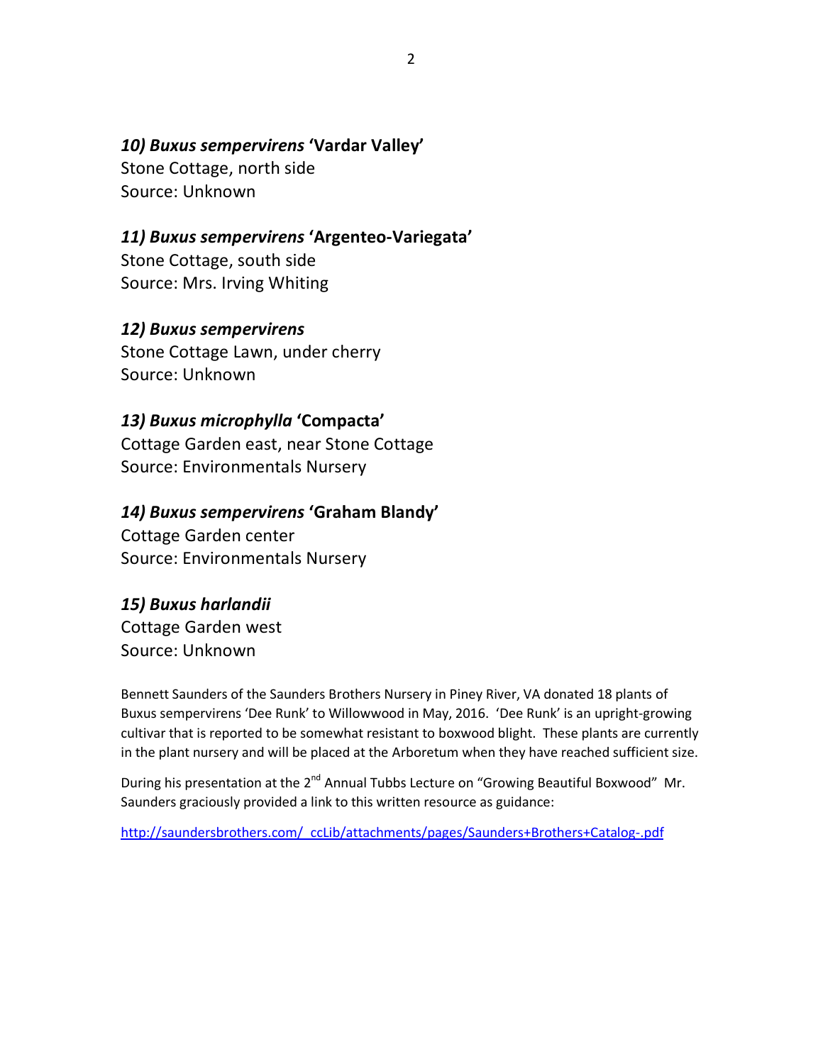### *10) Buxus sempervirens* **'Vardar Valley'**

Stone Cottage, north side
Source: Unknown

### *11) Buxus sempervirens* **'Argenteo-Variegata'**

Stone Cottage, south side
Source: Mrs. Irving Whiting

### *12) Buxus sempervirens*

Stone Cottage Lawn, under cherry
Source: Unknown

### *13) Buxus microphylla* **'Compacta'**

Cottage Garden east, near Stone Cottage
Source: Environmentals Nursery

### *14) Buxus sempervirens* **'Graham Blandy'**

Cottage Garden center
Source: Environmentals Nursery

### *15) Buxus harlandii*

Cottage Garden west
Source: Unknown

Bennett Saunders of the Saunders Brothers Nursery in Piney River, VA donated 18 plants of Buxus sempervirens 'Dee Runk' to Willowwood in May, 2016. 'Dee Runk' is an upright-growing cultivar that is reported to be somewhat resistant to boxwood blight. These plants are currently in the plant nursery and will be placed at the Arboretum when they have reached sufficient size.

During his presentation at the 2nd Annual Tubbs Lecture on "Growing Beautiful Boxwood" Mr. Saunders graciously provided a link to this written resource as guidance:

http://saundersbrothers.com/_ccLib/attachments/pages/Saunders+Brothers+Catalog-.pdf